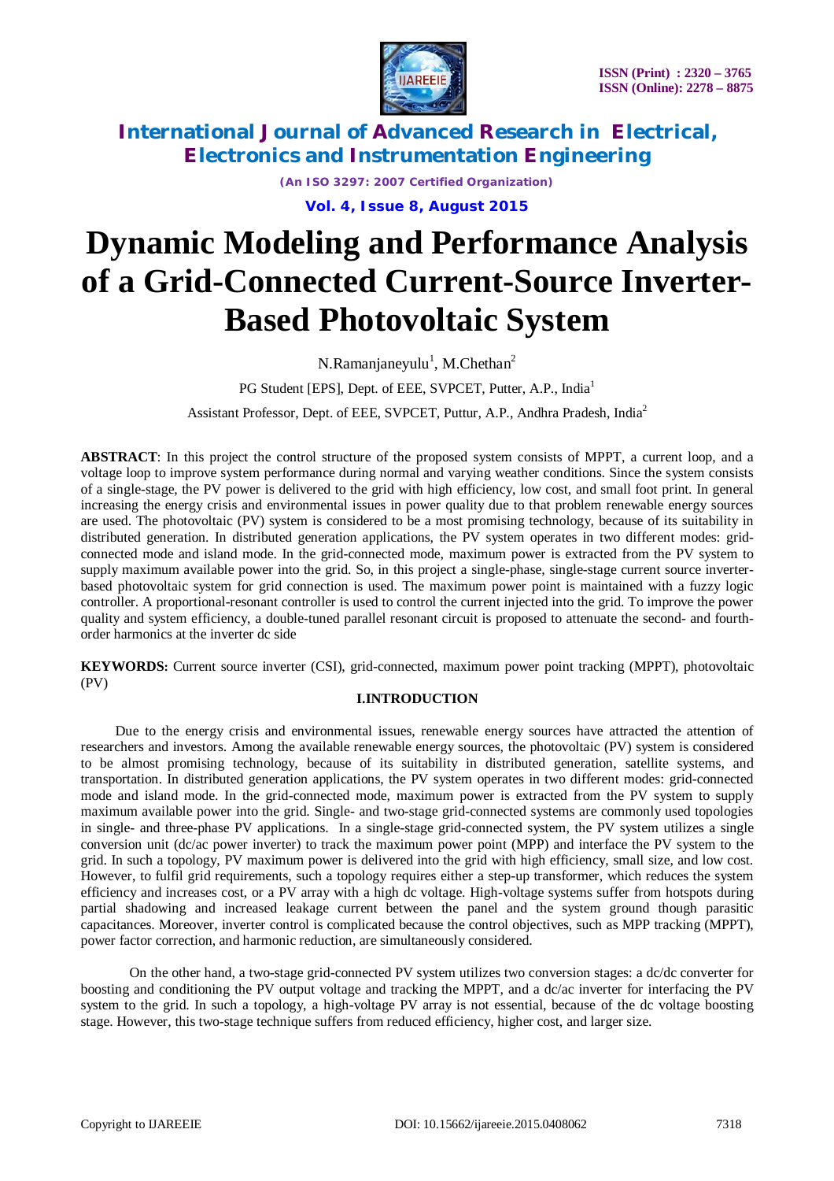# Dynamic Modeling and Performance Analysis of a Grid-Connected Current-Source Inverter-Based Photovoltaic System

N.Ramanjaneyulu[1], M.Chethan[2]

PG Student [EPS], Dept. of EEE, SVPCET, Putter, A.P., India[1]

Assistant Professor, Dept. of EEE, SVPCET, Puttur, A.P., Andhra Pradesh, India[2]

**ABSTRACT**: In this project the control structure of the proposed system consists of MPPT, a current loop, and a voltage loop to improve system performance during normal and varying weather conditions. Since the system consists of a single-stage, the PV power is delivered to the grid with high efficiency, low cost, and small foot print. In general increasing the energy crisis and environmental issues in power quality due to that problem renewable energy sources are used. The photovoltaic (PV) system is considered to be a most promising technology, because of its suitability in distributed generation. In distributed generation applications, the PV system operates in two different modes: grid-connected mode and island mode. In the grid-connected mode, maximum power is extracted from the PV system to supply maximum available power into the grid. So, in this project a single-phase, single-stage current source inverter-based photovoltaic system for grid connection is used. The maximum power point is maintained with a fuzzy logic controller. A proportional-resonant controller is used to control the current injected into the grid. To improve the power quality and system efficiency, a double-tuned parallel resonant circuit is proposed to attenuate the second- and fourth-order harmonics at the inverter dc side

**KEYWORDS:** Current source inverter (CSI), grid-connected, maximum power point tracking (MPPT), photovoltaic (PV)

## I.INTRODUCTION

Due to the energy crisis and environmental issues, renewable energy sources have attracted the attention of researchers and investors. Among the available renewable energy sources, the photovoltaic (PV) system is considered to be almost promising technology, because of its suitability in distributed generation, satellite systems, and transportation. In distributed generation applications, the PV system operates in two different modes: grid-connected mode and island mode. In the grid-connected mode, maximum power is extracted from the PV system to supply maximum available power into the grid. Single- and two-stage grid-connected systems are commonly used topologies in single- and three-phase PV applications. In a single-stage grid-connected system, the PV system utilizes a single conversion unit (dc/ac power inverter) to track the maximum power point (MPP) and interface the PV system to the grid. In such a topology, PV maximum power is delivered into the grid with high efficiency, small size, and low cost. However, to fulfil grid requirements, such a topology requires either a step-up transformer, which reduces the system efficiency and increases cost, or a PV array with a high dc voltage. High-voltage systems suffer from hotspots during partial shadowing and increased leakage current between the panel and the system ground though parasitic capacitances. Moreover, inverter control is complicated because the control objectives, such as MPP tracking (MPPT), power factor correction, and harmonic reduction, are simultaneously considered.

On the other hand, a two-stage grid-connected PV system utilizes two conversion stages: a dc/dc converter for boosting and conditioning the PV output voltage and tracking the MPPT, and a dc/ac inverter for interfacing the PV system to the grid. In such a topology, a high-voltage PV array is not essential, because of the dc voltage boosting stage. However, this two-stage technique suffers from reduced efficiency, higher cost, and larger size.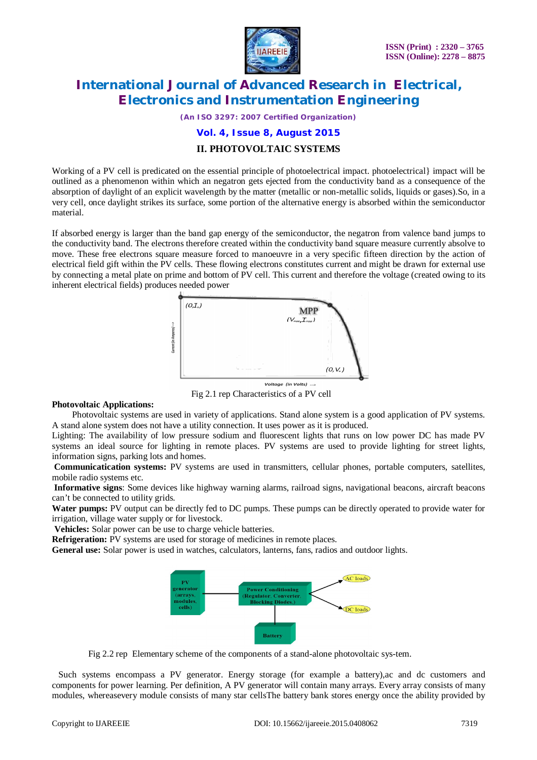## II. PHOTOVOLTAIC SYSTEMS

Working of a PV cell is predicated on the essential principle of photoelectrical impact. photoelectrical} impact will be outlined as a phenomenon within which an negatron gets ejected from the conductivity band as a consequence of the absorption of daylight of an explicit wavelength by the matter (metallic or non-metallic solids, liquids or gases).So, in a very cell, once daylight strikes its surface, some portion of the alternative energy is absorbed within the semiconductor material.

If absorbed energy is larger than the band gap energy of the semiconductor, the negatron from valence band jumps to the conductivity band. The electrons therefore created within the conductivity band square measure currently absolve to move. These free electrons square measure forced to manoeuvre in a very specific fifteen direction by the action of electrical field gift within the PV cells. These flowing electrons constitutes current and might be drawn for external use by connecting a metal plate on prime and bottom of PV cell. This current and therefore the voltage (created owing to its inherent electrical fields) produces needed power

Fig 2.1 rep Characteristics of a PV cell

**Photovoltaic Applications:**

Photovoltaic systems are used in variety of applications. Stand alone system is a good application of PV systems. A stand alone system does not have a utility connection. It uses power as it is produced.

Lighting: The availability of low pressure sodium and fluorescent lights that runs on low power DC has made PV systems an ideal source for lighting in remote places. PV systems are used to provide lighting for street lights, information signs, parking lots and homes.

**Communicatication systems:** PV systems are used in transmitters, cellular phones, portable computers, satellites, mobile radio systems etc.

**Informative signs**: Some devices like highway warning alarms, railroad signs, navigational beacons, aircraft beacons can't be connected to utility grids.

**Water pumps:** PV output can be directly fed to DC pumps. These pumps can be directly operated to provide water for irrigation, village water supply or for livestock.

**Vehicles:** Solar power can be use to charge vehicle batteries.

**Refrigeration:** PV systems are used for storage of medicines in remote places.

**General use:** Solar power is used in watches, calculators, lanterns, fans, radios and outdoor lights.

Fig 2.2 rep Elementary scheme of the components of a stand-alone photovoltaic sys-tem.

Such systems encompass a PV generator. Energy storage (for example a battery),ac and dc customers and components for power learning. Per definition, A PV generator will contain many arrays. Every array consists of many modules, whereasevery module consists of many star cellsThe battery bank stores energy once the ability provided by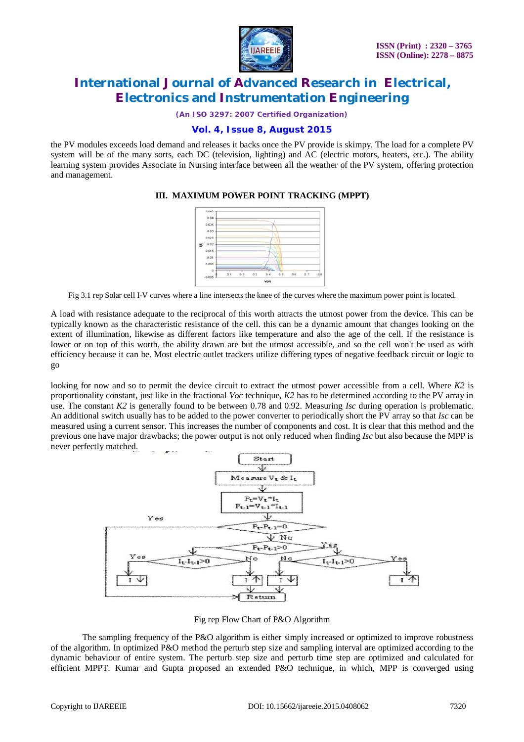the PV modules exceeds load demand and releases it backs once the PV provide is skimpy. The load for a complete PV system will be of the many sorts, each DC (television, lighting) and AC (electric motors, heaters, etc.). The ability learning system provides Associate in Nursing interface between all the weather of the PV system, offering protection and management.

### III. MAXIMUM POWER POINT TRACKING (MPPT)

Fig 3.1 rep Solar cell I-V curves where a line intersects the knee of the curves where the maximum power point is located.

A load with resistance adequate to the reciprocal of this worth attracts the utmost power from the device. This can be typically known as the characteristic resistance of the cell. this can be a dynamic amount that changes looking on the extent of illumination, likewise as different factors like temperature and also the age of the cell. If the resistance is lower or on top of this worth, the ability drawn are but the utmost accessible, and so the cell won't be used as with efficiency because it can be. Most electric outlet trackers utilize differing types of negative feedback circuit or logic to go

looking for now and so to permit the device circuit to extract the utmost power accessible from a cell. Where *K2* is proportionality constant, just like in the fractional *Voc* technique, *K2* has to be determined according to the PV array in use. The constant *K2* is generally found to be between 0.78 and 0.92. Measuring *Isc* during operation is problematic. An additional switch usually has to be added to the power converter to periodically short the PV array so that *Isc* can be measured using a current sensor. This increases the number of components and cost. It is clear that this method and the previous one have major drawbacks; the power output is not only reduced when finding *Isc* but also because the MPP is never perfectly matched.

Fig rep Flow Chart of P&O Algorithm

The sampling frequency of the P&O algorithm is either simply increased or optimized to improve robustness of the algorithm. In optimized P&O method the perturb step size and sampling interval are optimized according to the dynamic behaviour of entire system. The perturb step size and perturb time step are optimized and calculated for efficient MPPT. Kumar and Gupta proposed an extended P&O technique, in which, MPP is converged using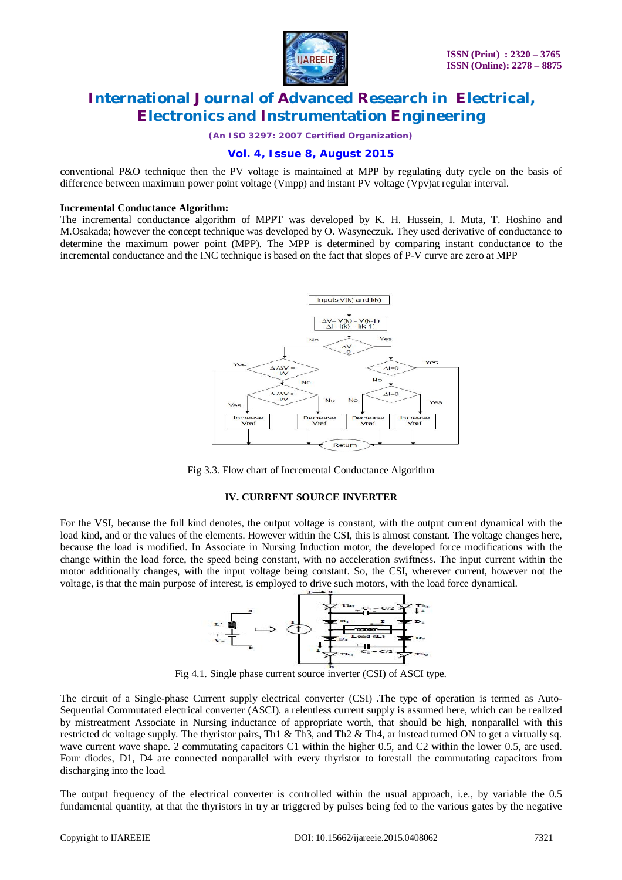conventional P&O technique then the PV voltage is maintained at MPP by regulating duty cycle on the basis of difference between maximum power point voltage (Vmpp) and instant PV voltage (Vpv)at regular interval.

**Incremental Conductance Algorithm:**
The incremental conductance algorithm of MPPT was developed by K. H. Hussein, I. Muta, T. Hoshino and M.Osakada; however the concept technique was developed by O. Wasyneczuk. They used derivative of conductance to determine the maximum power point (MPP). The MPP is determined by comparing instant conductance to the incremental conductance and the INC technique is based on the fact that slopes of P-V curve are zero at MPP

Fig 3.3. Flow chart of Incremental Conductance Algorithm

## IV. CURRENT SOURCE INVERTER

For the VSI, because the full kind denotes, the output voltage is constant, with the output current dynamical with the load kind, and or the values of the elements. However within the CSI, this is almost constant. The voltage changes here, because the load is modified. In Associate in Nursing Induction motor, the developed force modifications with the change within the load force, the speed being constant, with no acceleration swiftness. The input current within the motor additionally changes, with the input voltage being constant. So, the CSI, wherever current, however not the voltage, is that the main purpose of interest, is employed to drive such motors, with the load force dynamical.

Fig 4.1. Single phase current source inverter (CSI) of ASCI type.

The circuit of a Single-phase Current supply electrical converter (CSI) .The type of operation is termed as Auto-Sequential Commutated electrical converter (ASCI). a relentless current supply is assumed here, which can be realized by mistreatment Associate in Nursing inductance of appropriate worth, that should be high, nonparallel with this restricted dc voltage supply. The thyristor pairs, Th1 & Th3, and Th2 & Th4, ar instead turned ON to get a virtually sq. wave current wave shape. 2 commutating capacitors C1 within the higher 0.5, and C2 within the lower 0.5, are used. Four diodes, D1, D4 are connected nonparallel with every thyristor to forestall the commutating capacitors from discharging into the load.

The output frequency of the electrical converter is controlled within the usual approach, i.e., by variable the 0.5 fundamental quantity, at that the thyristors in try ar triggered by pulses being fed to the various gates by the negative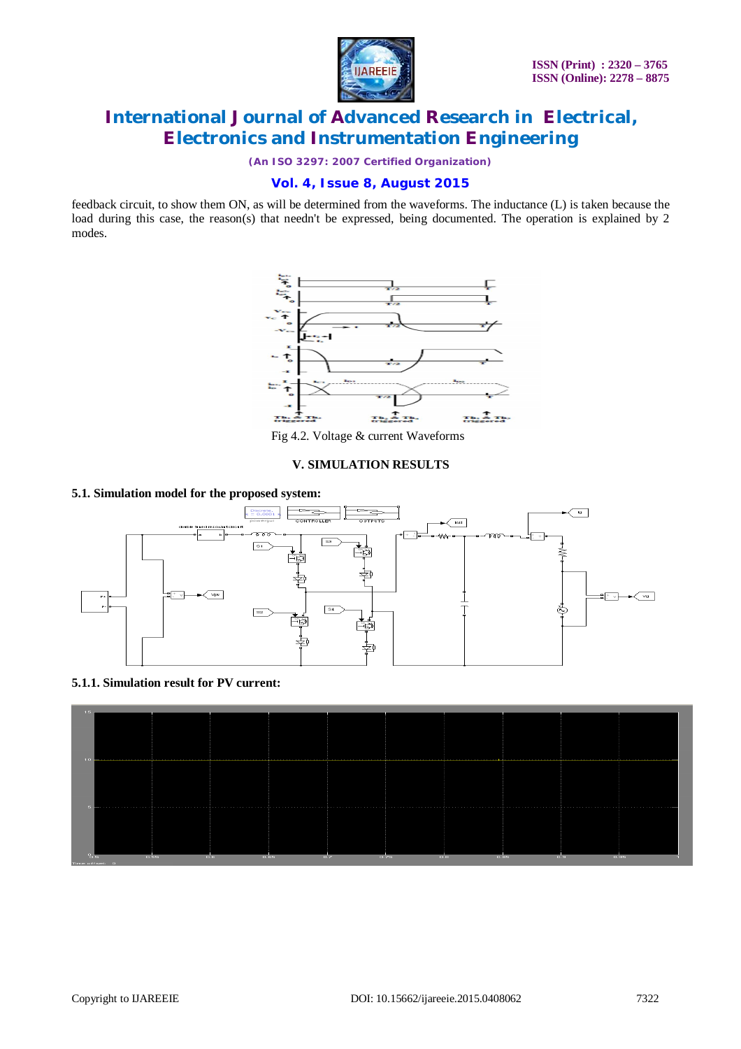feedback circuit, to show them ON, as will be determined from the waveforms. The inductance (L) is taken because the load during this case, the reason(s) that needn't be expressed, being documented. The operation is explained by 2 modes.

Fig 4.2. Voltage & current Waveforms

## V. SIMULATION RESULTS

### 5.1. Simulation model for the proposed system:

#### 5.1.1. Simulation result for PV current: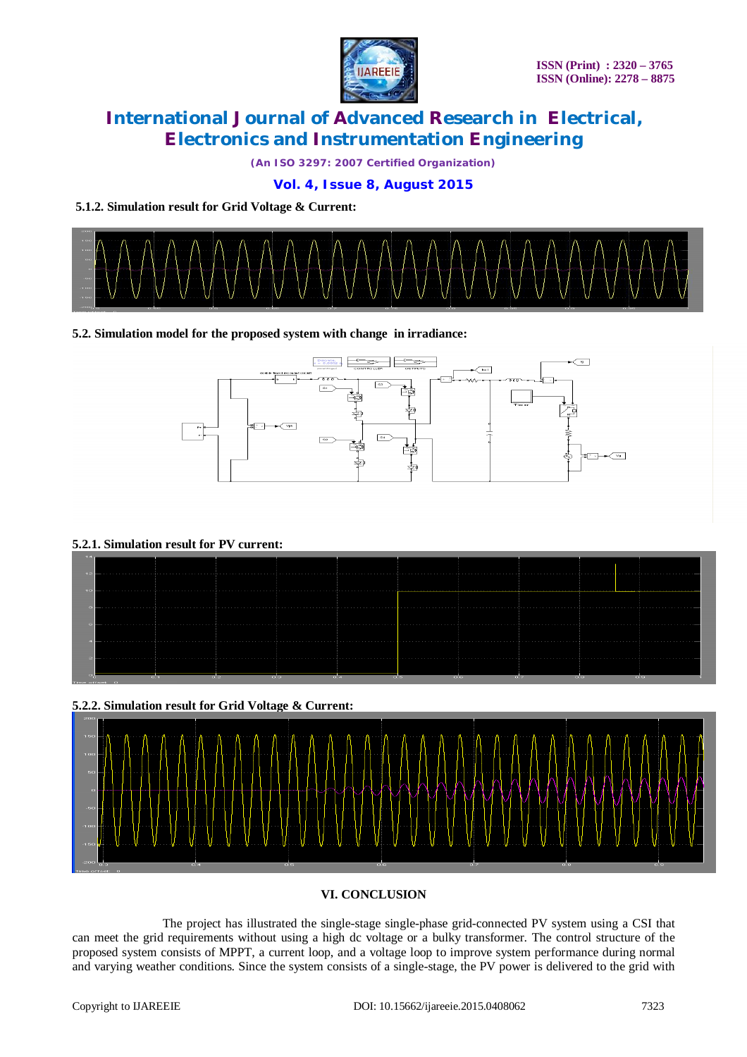#### 5.1.2. Simulation result for Grid Voltage & Current:

### 5.2. Simulation model for the proposed system with change in irradiance:

#### 5.2.1. Simulation result for PV current:

#### 5.2.2. Simulation result for Grid Voltage & Current:

## VI. CONCLUSION

The project has illustrated the single-stage single-phase grid-connected PV system using a CSI that can meet the grid requirements without using a high dc voltage or a bulky transformer. The control structure of the proposed system consists of MPPT, a current loop, and a voltage loop to improve system performance during normal and varying weather conditions. Since the system consists of a single-stage, the PV power is delivered to the grid with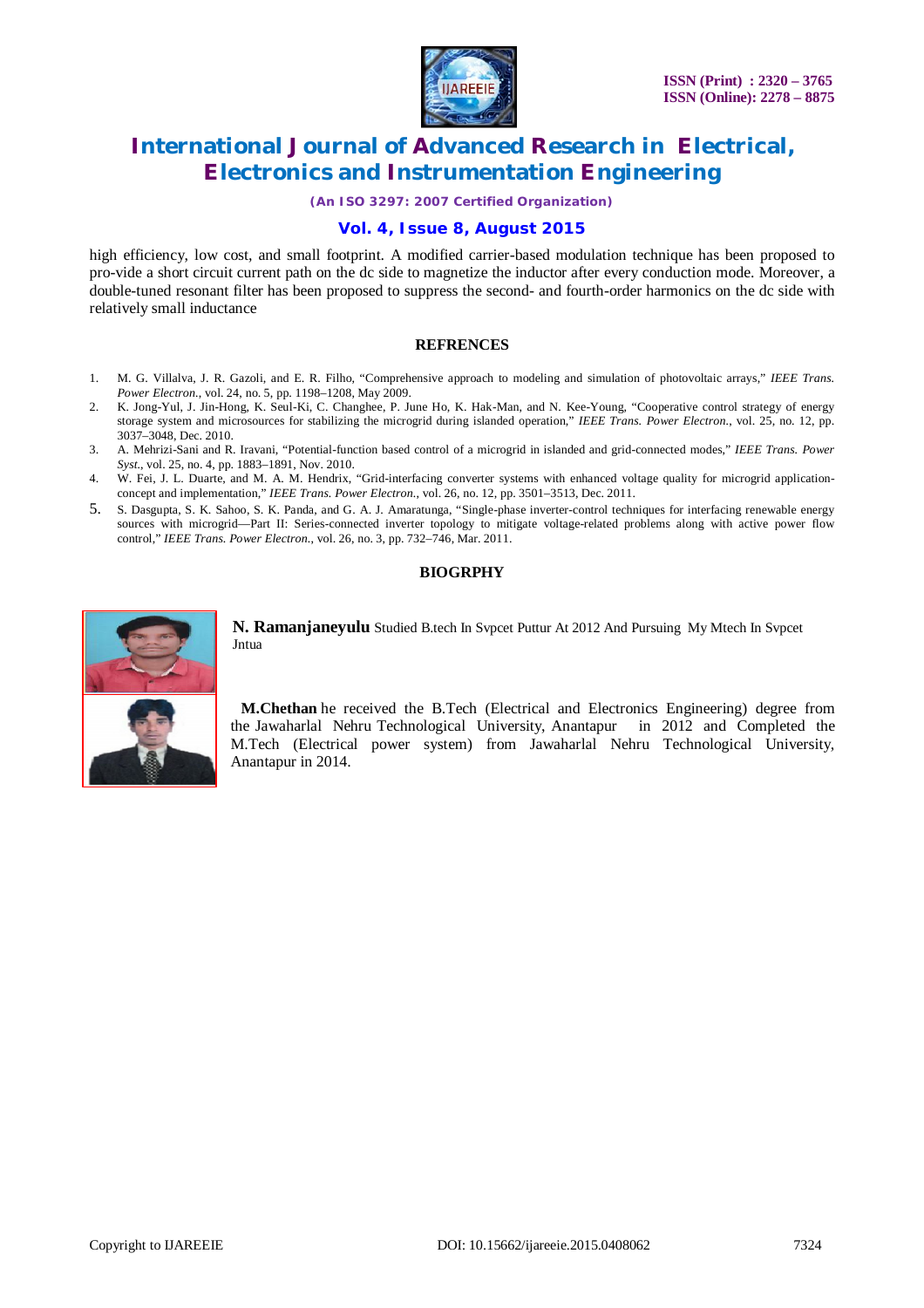high efficiency, low cost, and small footprint. A modified carrier-based modulation technique has been proposed to pro-vide a short circuit current path on the dc side to magnetize the inductor after every conduction mode. Moreover, a double-tuned resonant filter has been proposed to suppress the second- and fourth-order harmonics on the dc side with relatively small inductance

## REFRENCES

1. M. G. Villalva, J. R. Gazoli, and E. R. Filho, "Comprehensive approach to modeling and simulation of photovoltaic arrays," *IEEE Trans. Power Electron.*, vol. 24, no. 5, pp. 1198–1208, May 2009.
2. K. Jong-Yul, J. Jin-Hong, K. Seul-Ki, C. Changhee, P. June Ho, K. Hak-Man, and N. Kee-Young, "Cooperative control strategy of energy storage system and microsources for stabilizing the microgrid during islanded operation," *IEEE Trans. Power Electron.*, vol. 25, no. 12, pp. 3037–3048, Dec. 2010.
3. A. Mehrizi-Sani and R. Iravani, "Potential-function based control of a microgrid in islanded and grid-connected modes," *IEEE Trans. Power Syst.*, vol. 25, no. 4, pp. 1883–1891, Nov. 2010.
4. W. Fei, J. L. Duarte, and M. A. M. Hendrix, "Grid-interfacing converter systems with enhanced voltage quality for microgrid application-concept and implementation," *IEEE Trans. Power Electron.*, vol. 26, no. 12, pp. 3501–3513, Dec. 2011.
5. S. Dasgupta, S. K. Sahoo, S. K. Panda, and G. A. J. Amaratunga, "Single-phase inverter-control techniques for interfacing renewable energy sources with microgrid—Part II: Series-connected inverter topology to mitigate voltage-related problems along with active power flow control," *IEEE Trans. Power Electron.*, vol. 26, no. 3, pp. 732–746, Mar. 2011.

## BIOGRPHY

**N. Ramanjaneyulu** Studied B.tech In Svpcet Puttur At 2012 And Pursuing My Mtech In Svpcet Jntua

**M.Chethan** he received the B.Tech (Electrical and Electronics Engineering) degree from the Jawaharlal Nehru Technological University, Anantapur in 2012 and Completed the M.Tech (Electrical power system) from Jawaharlal Nehru Technological University, Anantapur in 2014.